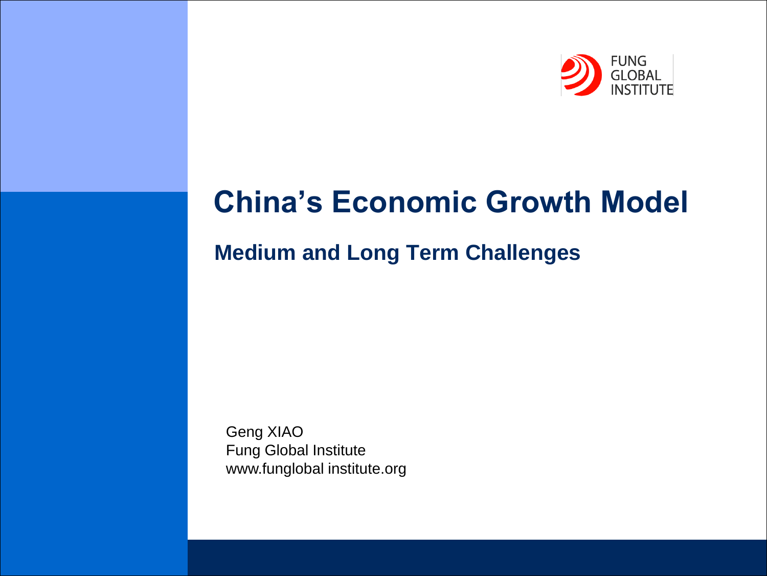FUNG GLOBAL INSTITUTE

# China's Economic Growth Model

## Medium and Long Term Challenges

Geng XIAO
Fung Global Institute
www.funglobal institute.org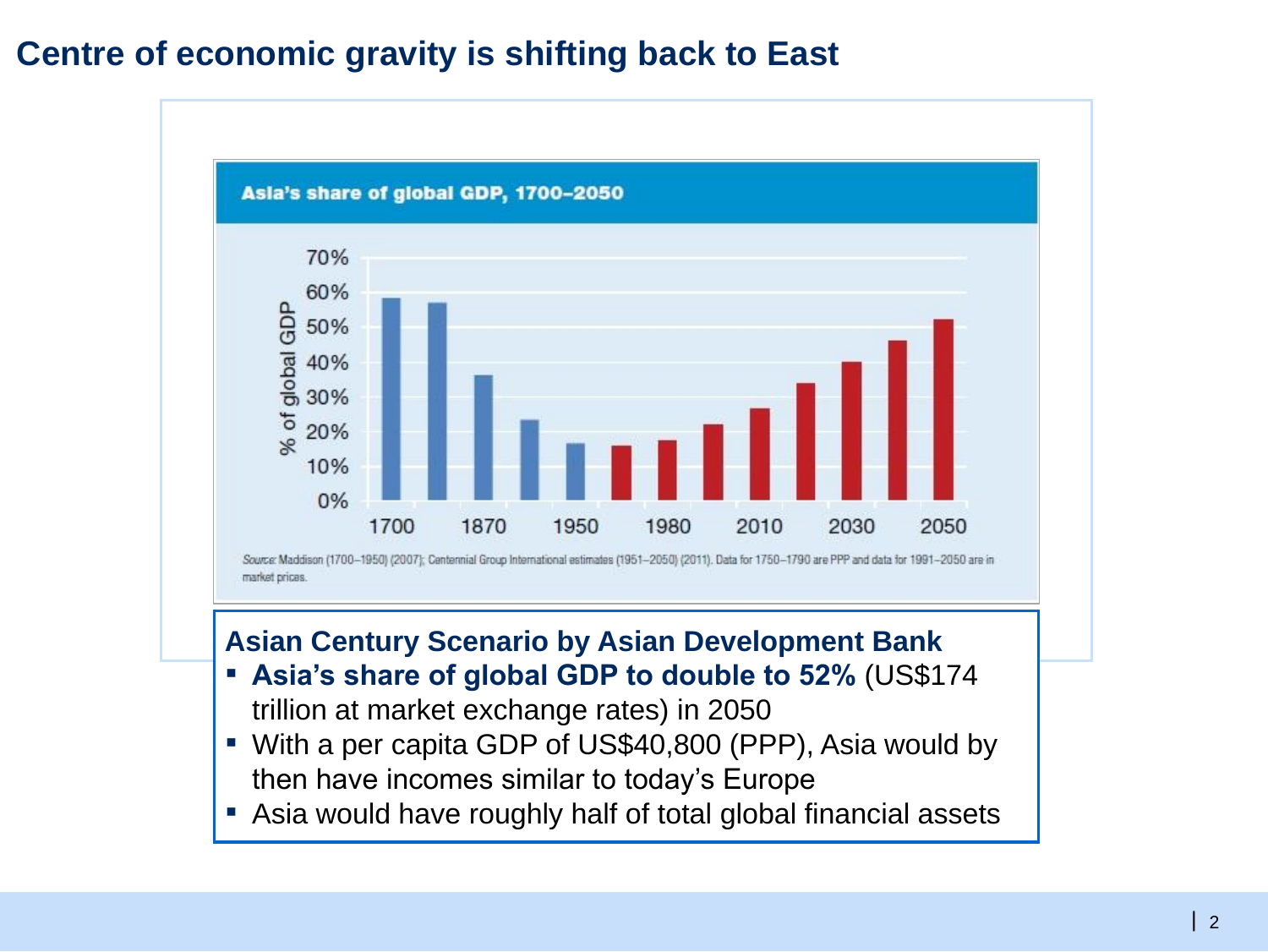# Centre of economic gravity is shifting back to East

**Asia's share of global GDP, 1700–2050**

*Source:* Maddison (1700–1950) (2007); Centennial Group International estimates (1951–2050) (2011). Data for 1750–1790 are PPP and data for 1991–2050 are in market prices.

**Asian Century Scenario by Asian Development Bank**

- **Asia's share of global GDP to double to 52%** (US$174 trillion at market exchange rates) in 2050
- With a per capita GDP of US$40,800 (PPP), Asia would by then have incomes similar to today's Europe
- Asia would have roughly half of total global financial assets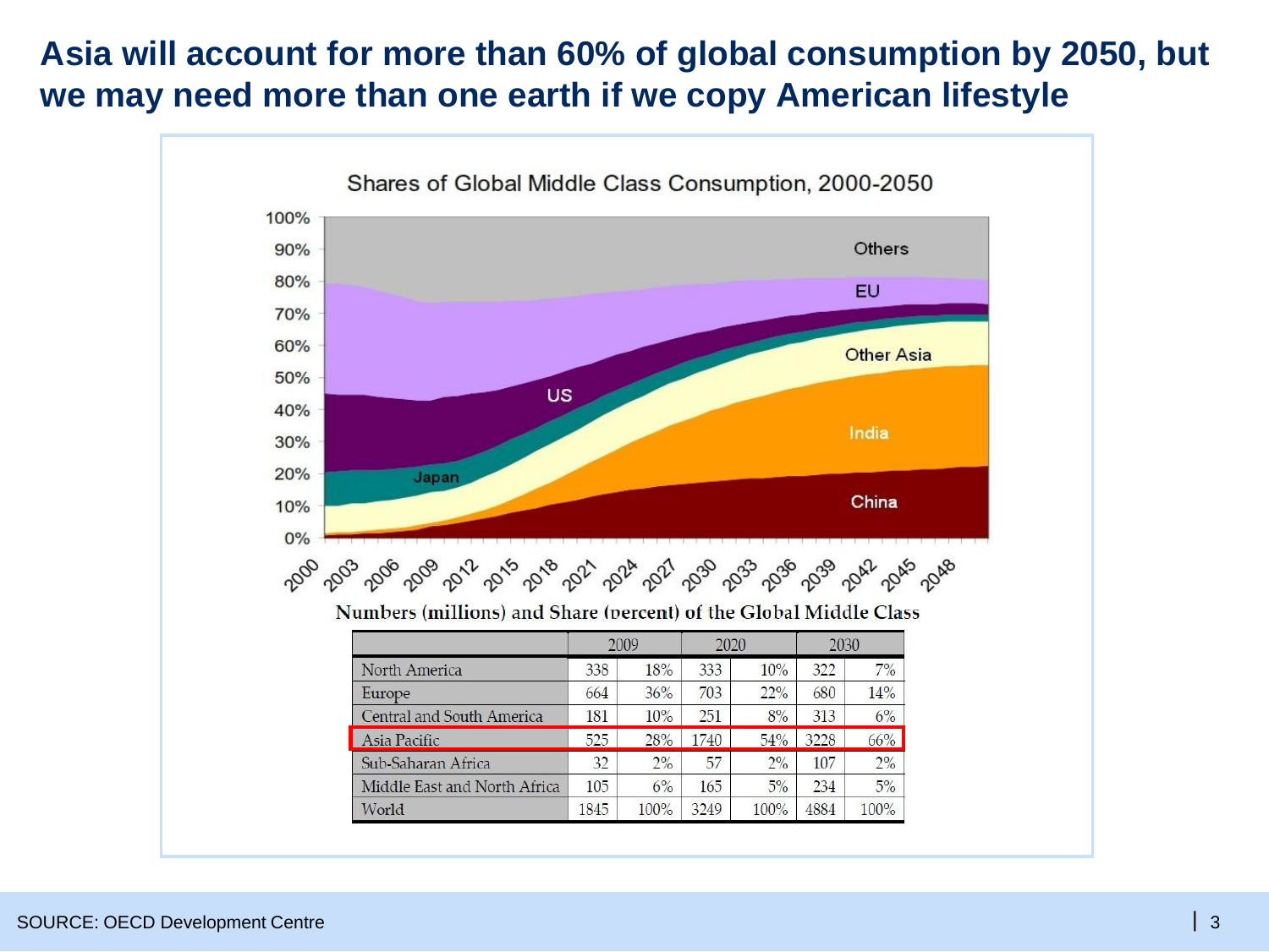# Asia will account for more than 60% of global consumption by 2050, but we may need more than one earth if we copy American lifestyle

Shares of Global Middle Class Consumption, 2000-2050

Others, EU, US, Other Asia, Japan, India, China

Numbers (millions) and Share (percent) of the Global Middle Class

| | 2009 | | 2020 | | 2030 | |
|---|---|---|---|---|---|---|
| North America | 338 | 18% | 333 | 10% | 322 | 7% |
| Europe | 664 | 36% | 703 | 22% | 680 | 14% |
| Central and South America | 181 | 10% | 251 | 8% | 313 | 6% |
| Asia Pacific | 525 | 28% | 1740 | 54% | 3228 | 66% |
| Sub-Saharan Africa | 32 | 2% | 57 | 2% | 107 | 2% |
| Middle East and North Africa | 105 | 6% | 165 | 5% | 234 | 5% |
| World | 1845 | 100% | 3249 | 100% | 4884 | 100% |

SOURCE: OECD Development Centre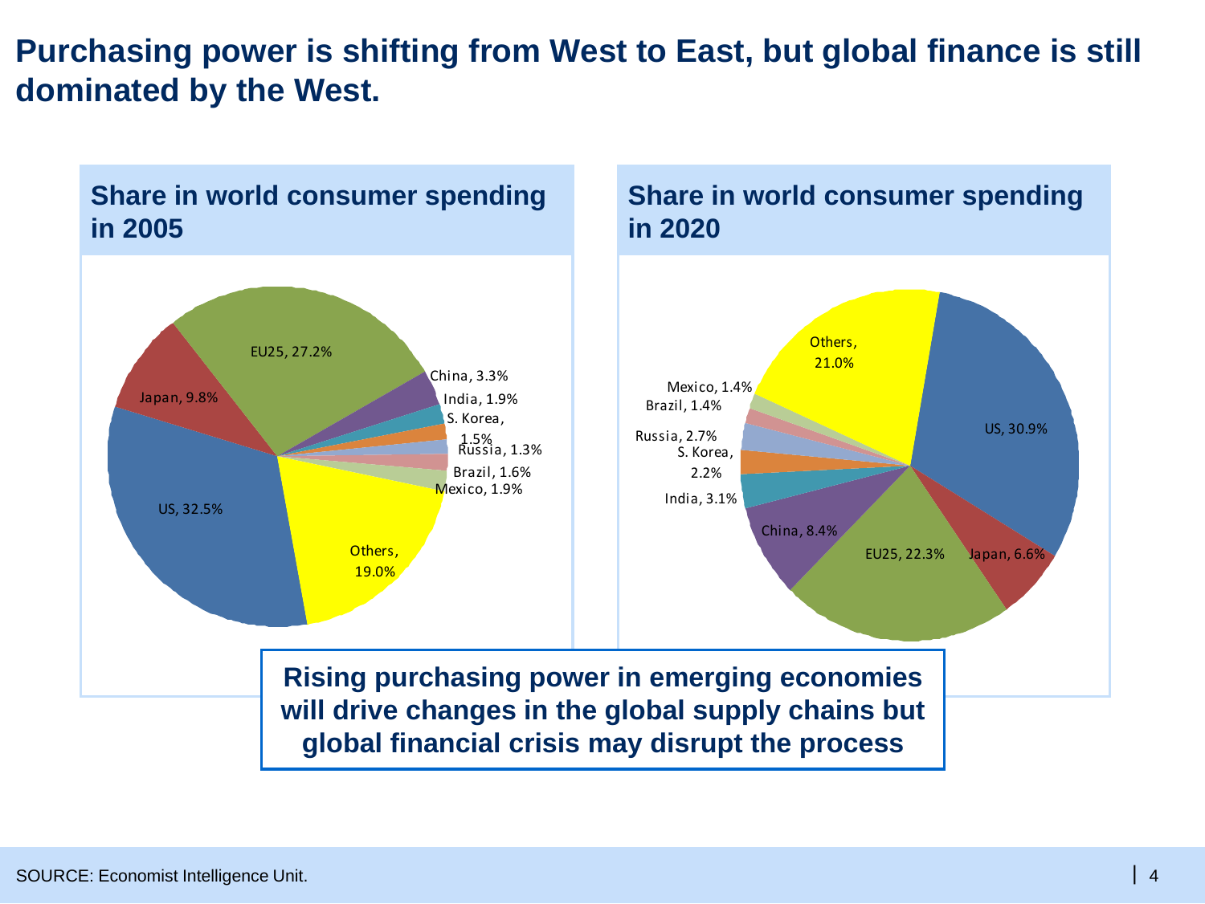# Purchasing power is shifting from West to East, but global finance is still dominated by the West.

## Share in world consumer spending in 2005

| Country/Region | Share |
|---|---|
| US | 32.5% |
| EU25 | 27.2% |
| Japan | 9.8% |
| China | 3.3% |
| India | 1.9% |
| S. Korea | 1.5% |
| Russia | 1.3% |
| Brazil | 1.6% |
| Mexico | 1.9% |
| Others | 19.0% |

## Share in world consumer spending in 2020

| Country/Region | Share |
|---|---|
| US | 30.9% |
| EU25 | 22.3% |
| Japan | 6.6% |
| China | 8.4% |
| India | 3.1% |
| S. Korea | 2.2% |
| Russia | 2.7% |
| Brazil | 1.4% |
| Mexico | 1.4% |
| Others | 21.0% |

**Rising purchasing power in emerging economies will drive changes in the global supply chains but global financial crisis may disrupt the process**

SOURCE: Economist Intelligence Unit.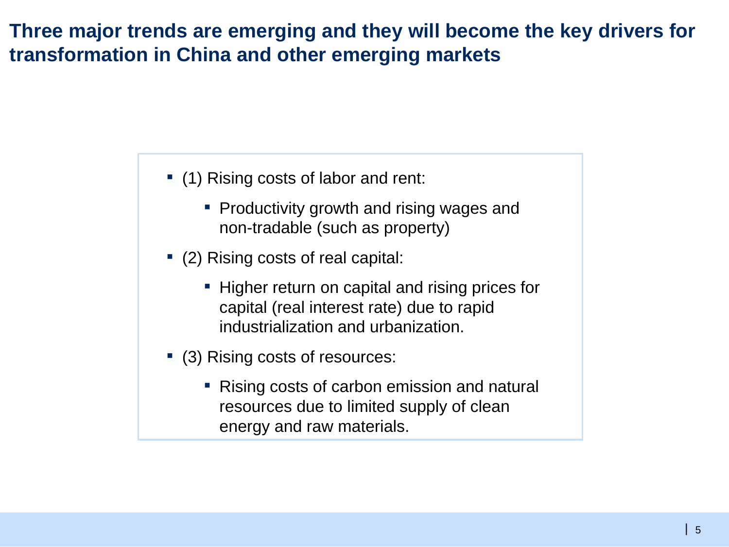# Three major trends are emerging and they will become the key drivers for transformation in China and other emerging markets

- (1) Rising costs of labor and rent:
  - Productivity growth and rising wages and non-tradable (such as property)
- (2) Rising costs of real capital:
  - Higher return on capital and rising prices for capital (real interest rate) due to rapid industrialization and urbanization.
- (3) Rising costs of resources:
  - Rising costs of carbon emission and natural resources due to limited supply of clean energy and raw materials.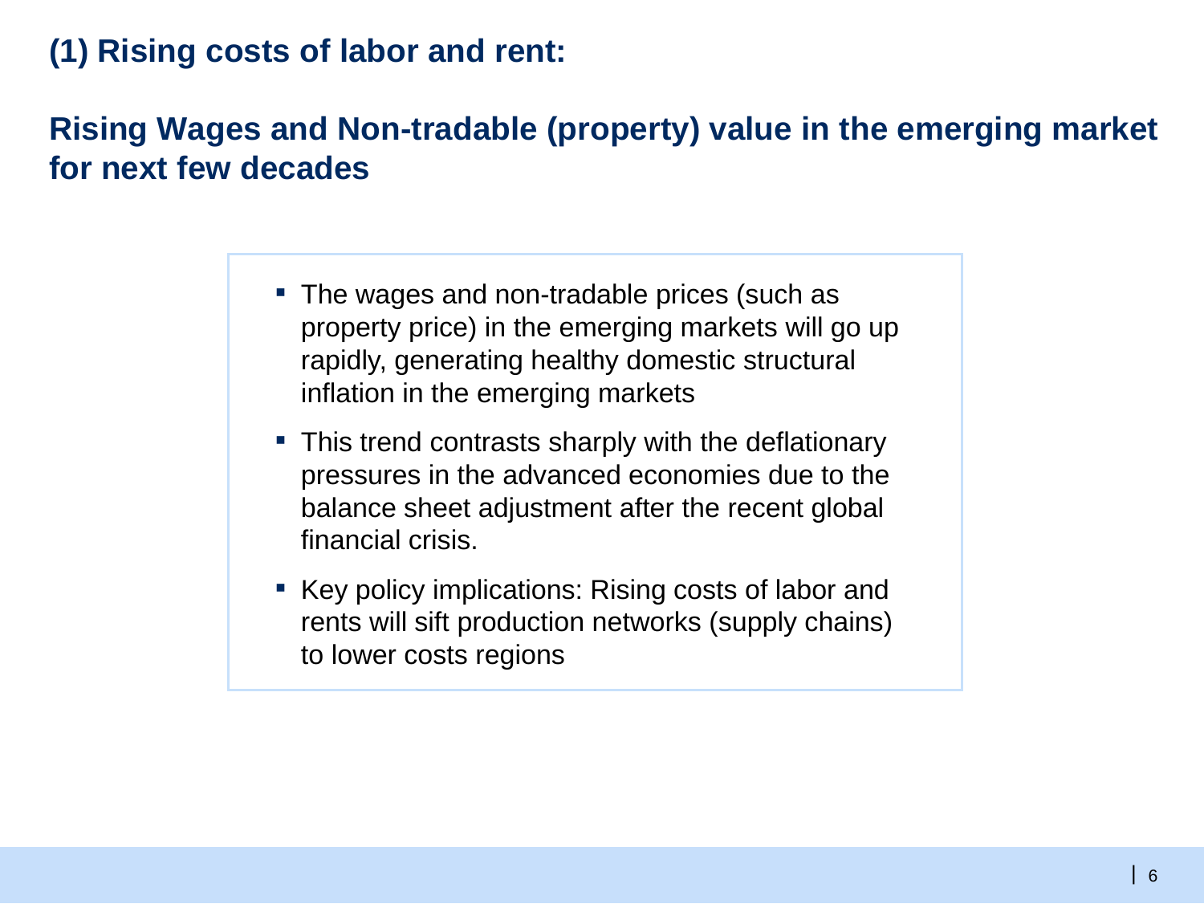## (1) Rising costs of labor and rent:

## Rising Wages and Non-tradable (property) value in the emerging market for next few decades

- The wages and non-tradable prices (such as property price) in the emerging markets will go up rapidly, generating healthy domestic structural inflation in the emerging markets
- This trend contrasts sharply with the deflationary pressures in the advanced economies due to the balance sheet adjustment after the recent global financial crisis.
- Key policy implications: Rising costs of labor and rents will sift production networks (supply chains) to lower costs regions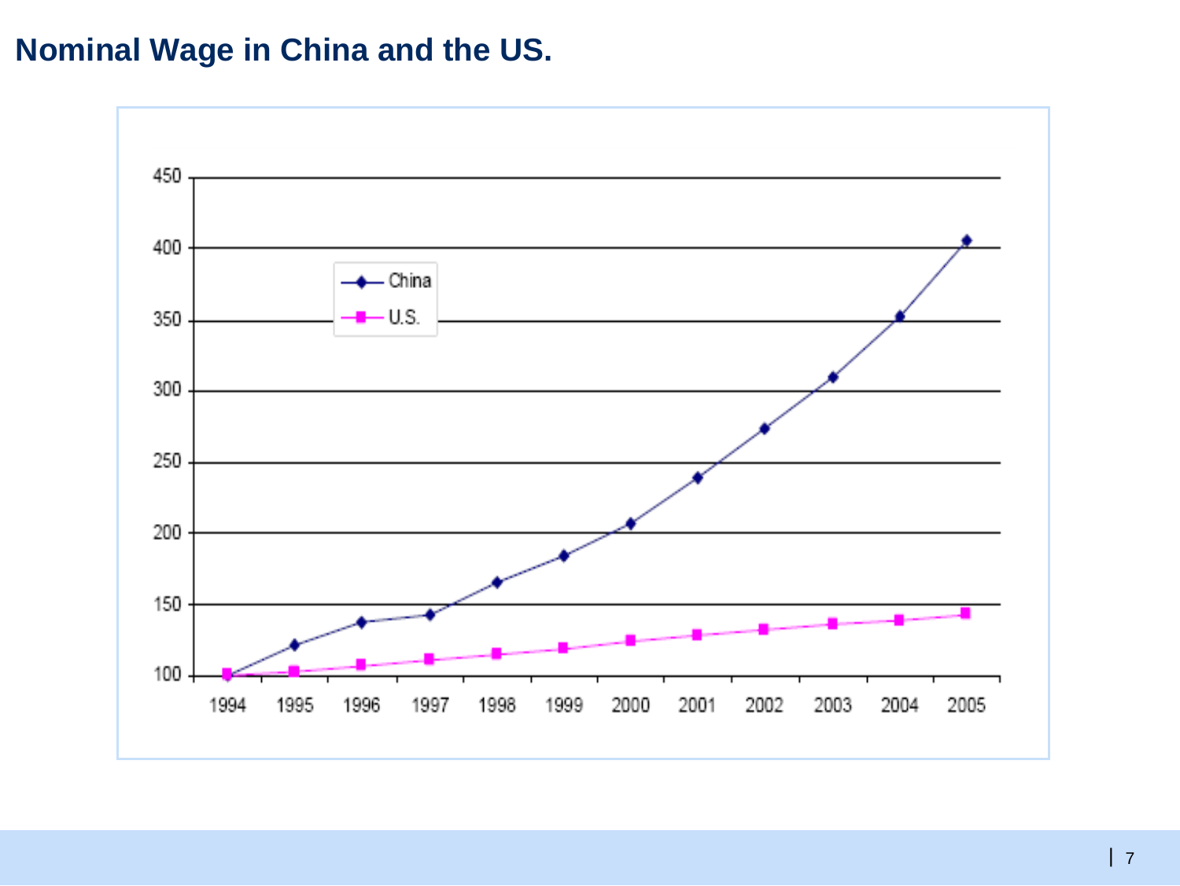# Nominal Wage in China and the US.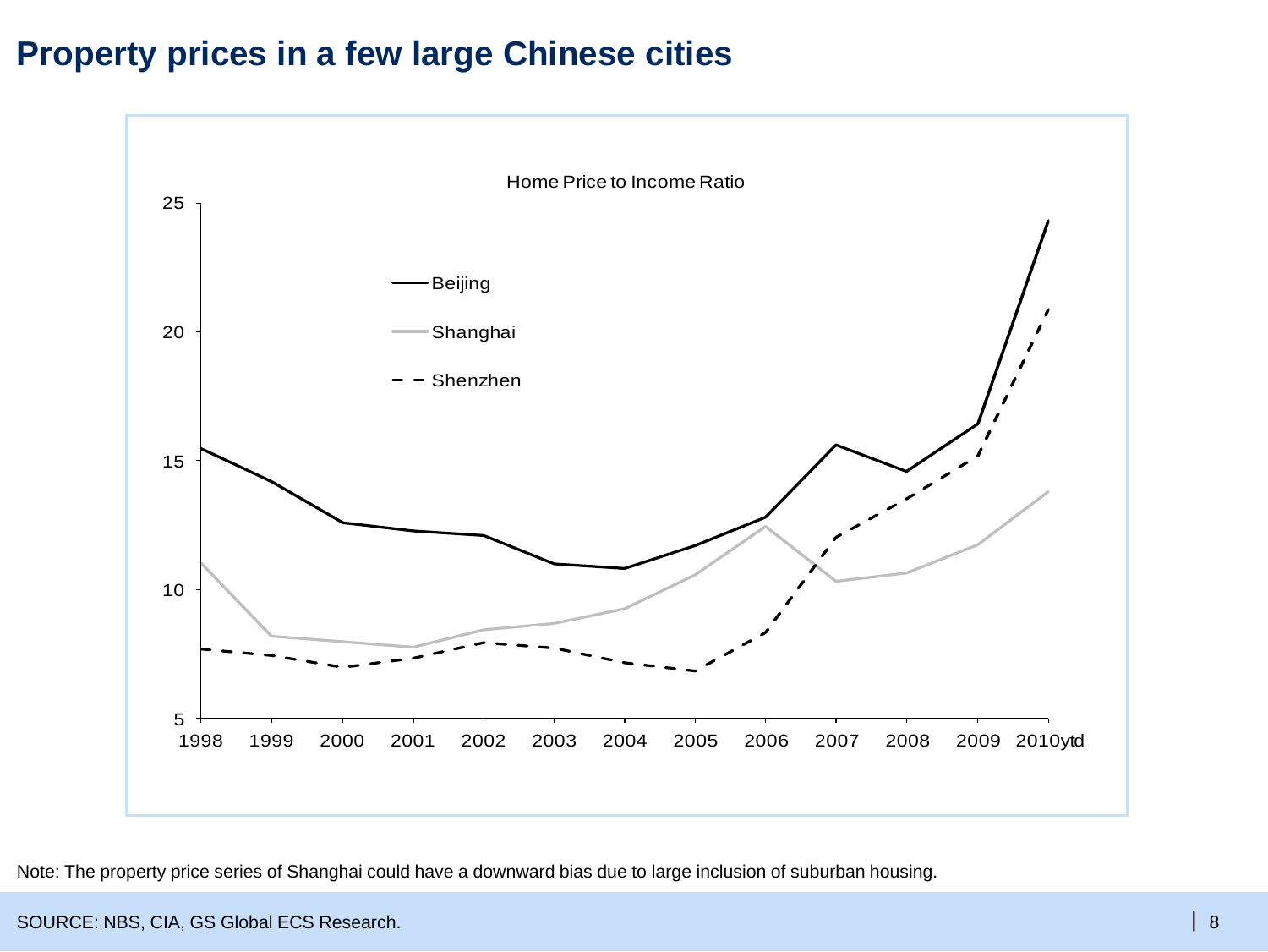# Property prices in a few large Chinese cities

Home Price to Income Ratio

Note: The property price series of Shanghai could have a downward bias due to large inclusion of suburban housing.

SOURCE: NBS, CIA, GS Global ECS Research.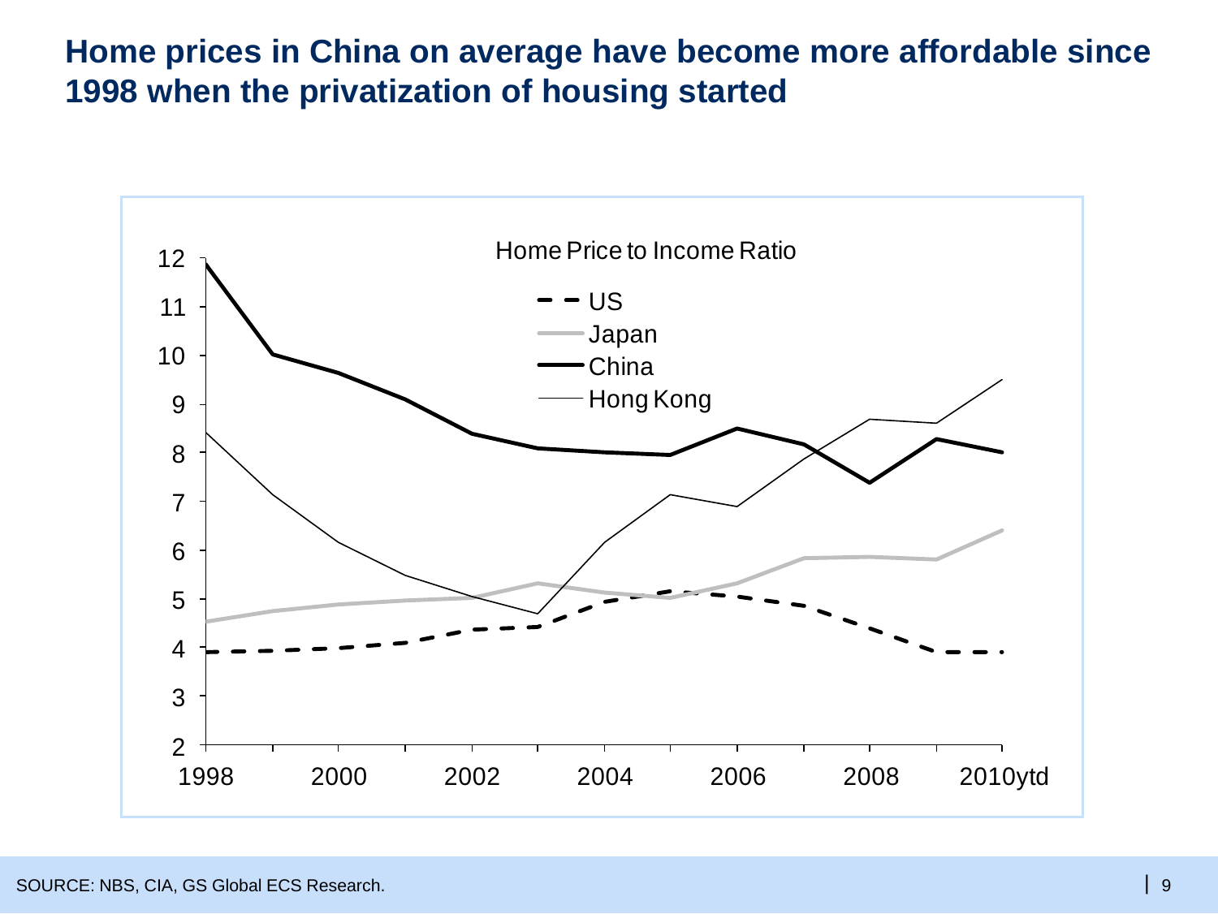# Home prices in China on average have become more affordable since 1998 when the privatization of housing started

Home Price to Income Ratio

- US
- Japan
- China
- Hong Kong

SOURCE: NBS, CIA, GS Global ECS Research.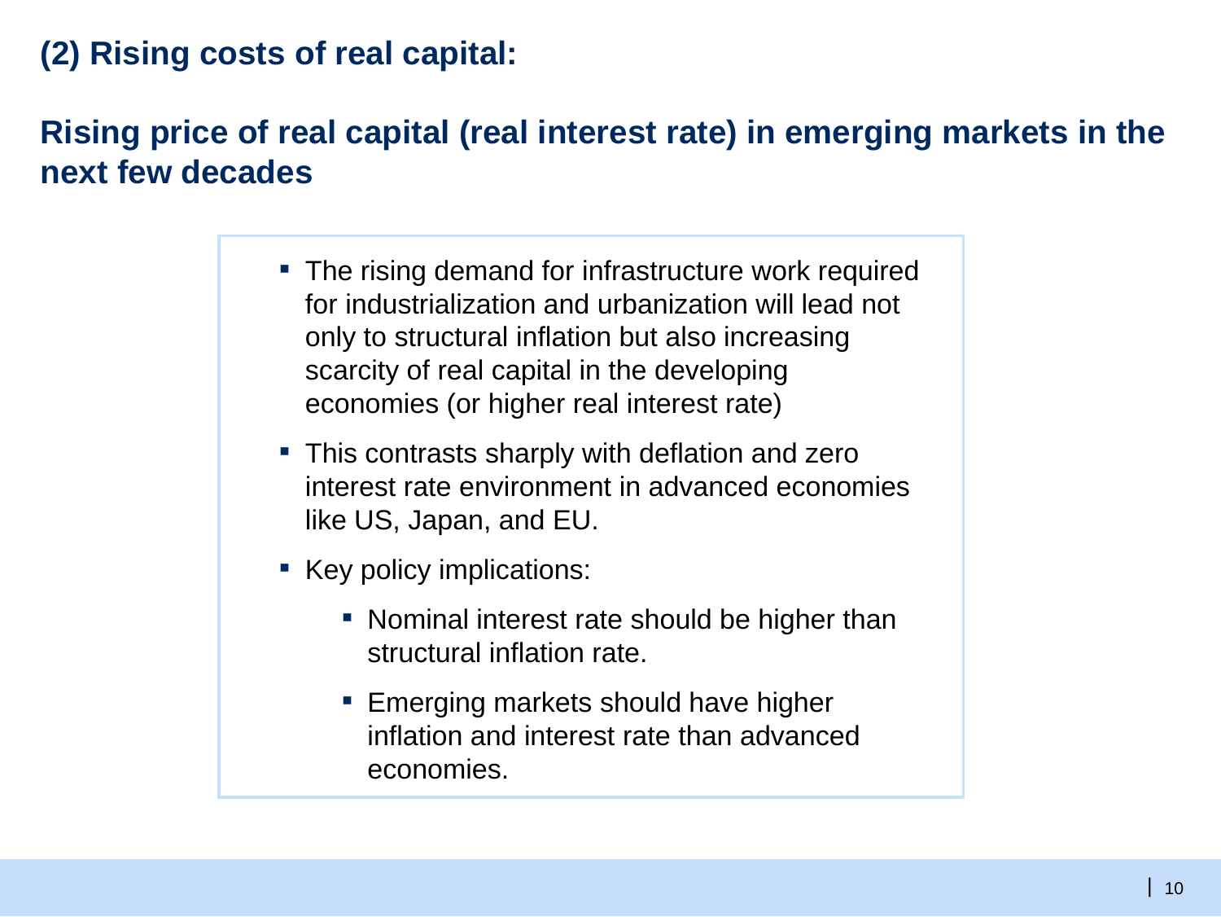## (2) Rising costs of real capital:

## Rising price of real capital (real interest rate) in emerging markets in the next few decades

- The rising demand for infrastructure work required for industrialization and urbanization will lead not only to structural inflation but also increasing scarcity of real capital in the developing economies (or higher real interest rate)
- This contrasts sharply with deflation and zero interest rate environment in advanced economies like US, Japan, and EU.
- Key policy implications:
  - Nominal interest rate should be higher than structural inflation rate.
  - Emerging markets should have higher inflation and interest rate than advanced economies.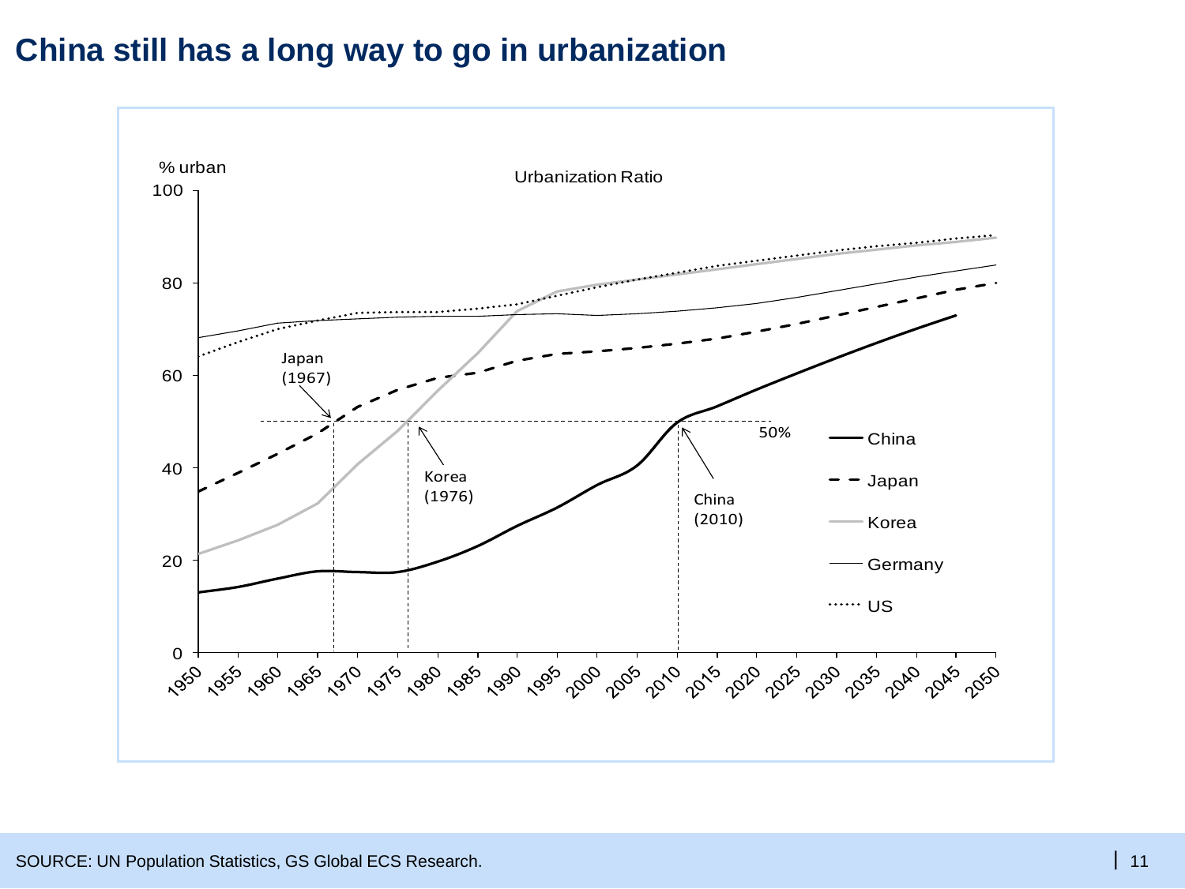# China still has a long way to go in urbanization

Urbanization Ratio

% urban

Japan (1967)

Korea (1976)

China (2010)

50%

China

Japan

Korea

Germany

US

SOURCE: UN Population Statistics, GS Global ECS Research.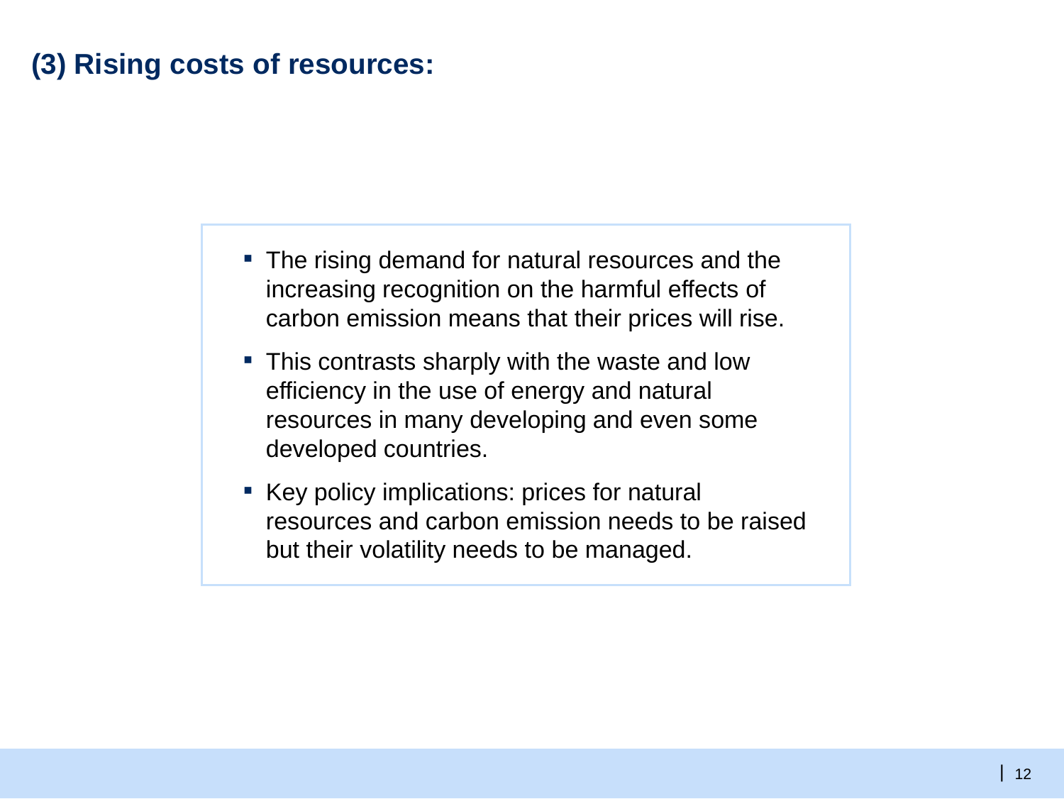## (3) Rising costs of resources:

- The rising demand for natural resources and the increasing recognition on the harmful effects of carbon emission means that their prices will rise.
- This contrasts sharply with the waste and low efficiency in the use of energy and natural resources in many developing and even some developed countries.
- Key policy implications: prices for natural resources and carbon emission needs to be raised but their volatility needs to be managed.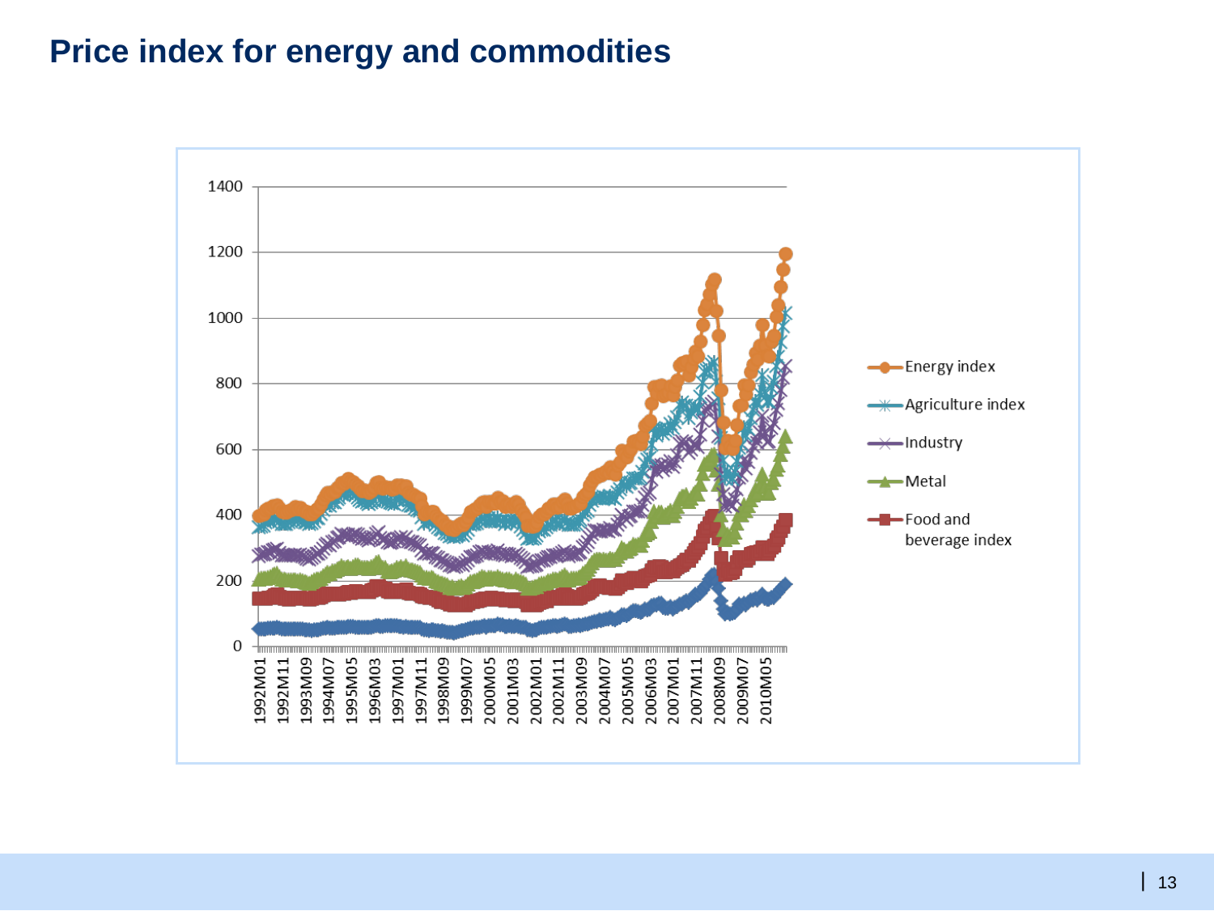# Price index for energy and commodities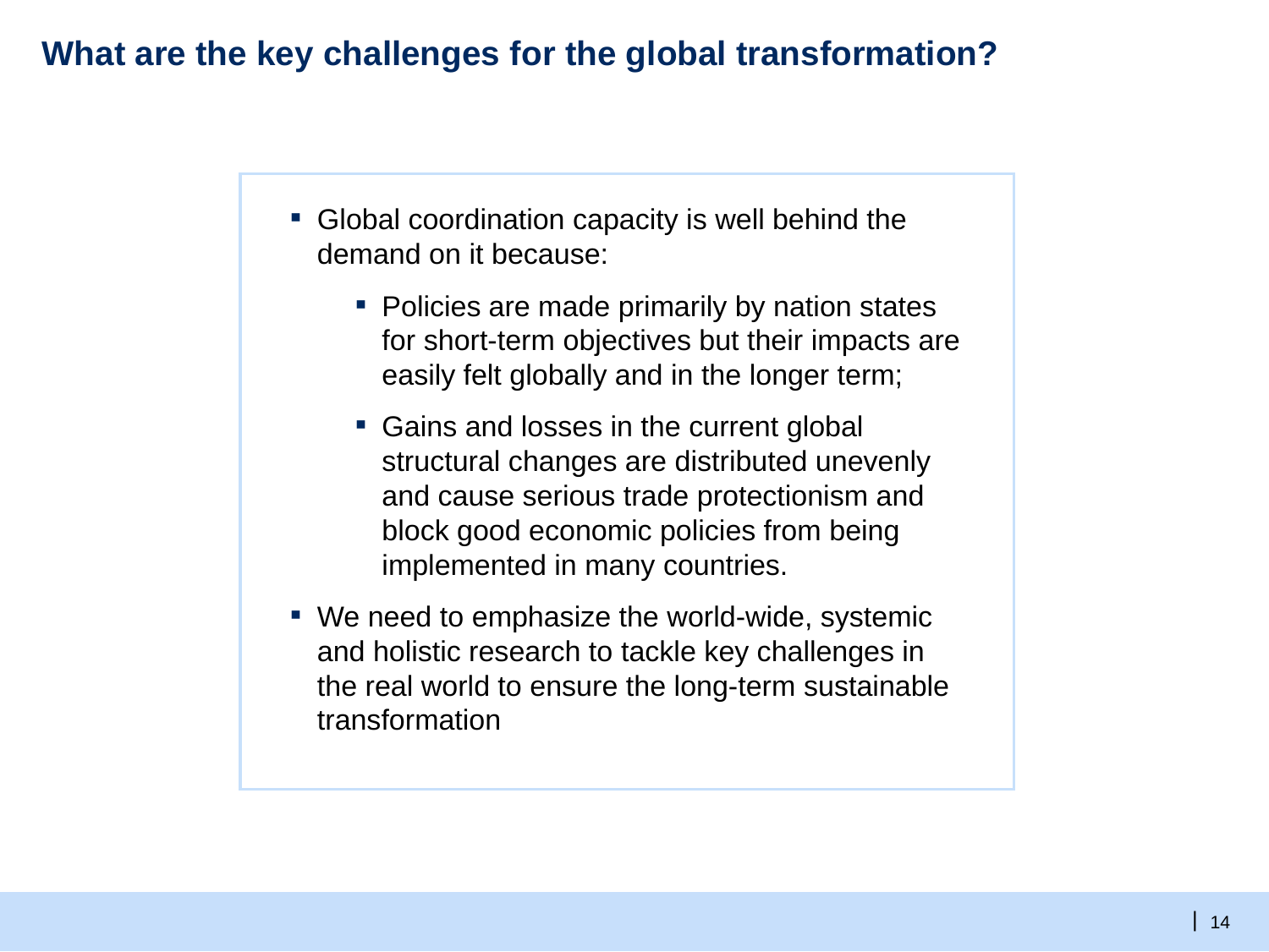# What are the key challenges for the global transformation?

- Global coordination capacity is well behind the demand on it because:
  - Policies are made primarily by nation states for short-term objectives but their impacts are easily felt globally and in the longer term;
  - Gains and losses in the current global structural changes are distributed unevenly and cause serious trade protectionism and block good economic policies from being implemented in many countries.
- We need to emphasize the world-wide, systemic and holistic research to tackle key challenges in the real world to ensure the long-term sustainable transformation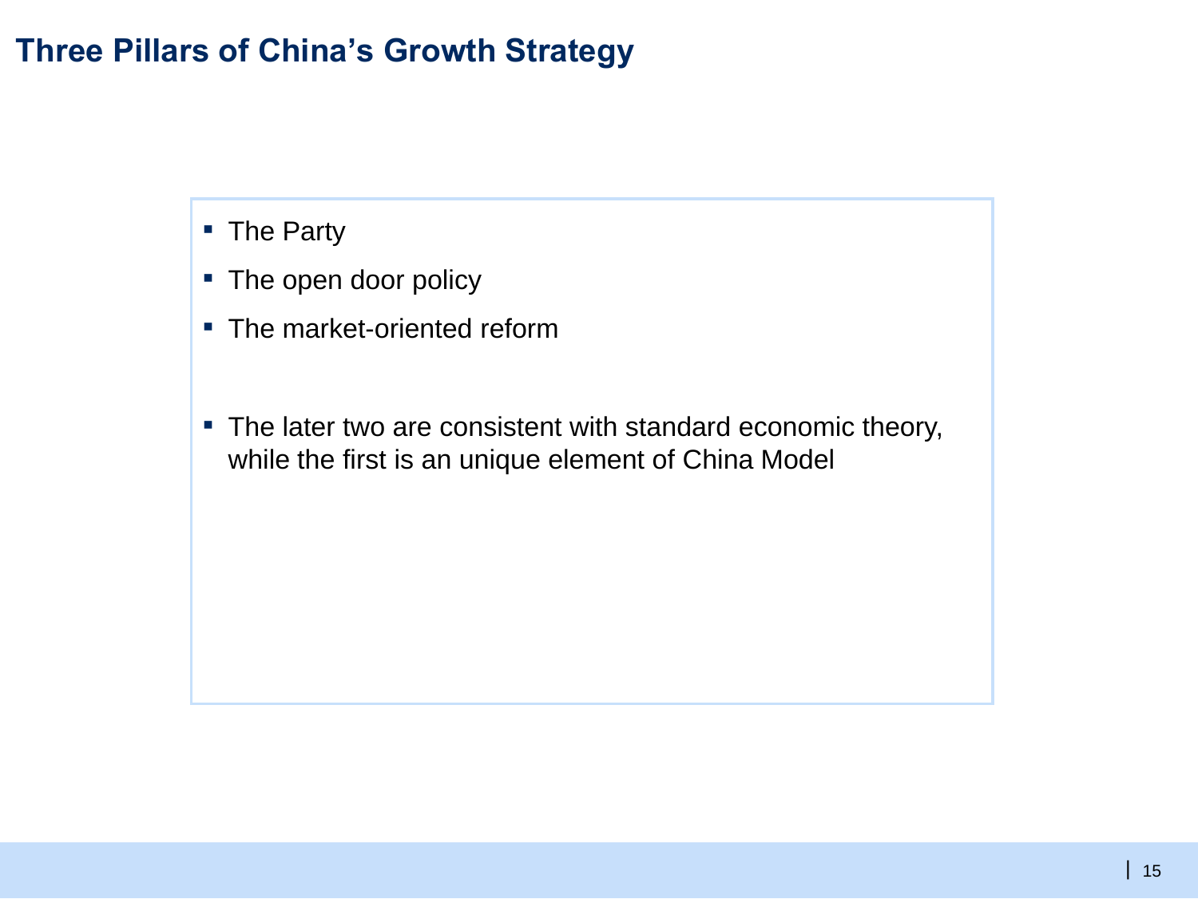# Three Pillars of China's Growth Strategy

- The Party
- The open door policy
- The market-oriented reform

- The later two are consistent with standard economic theory, while the first is an unique element of China Model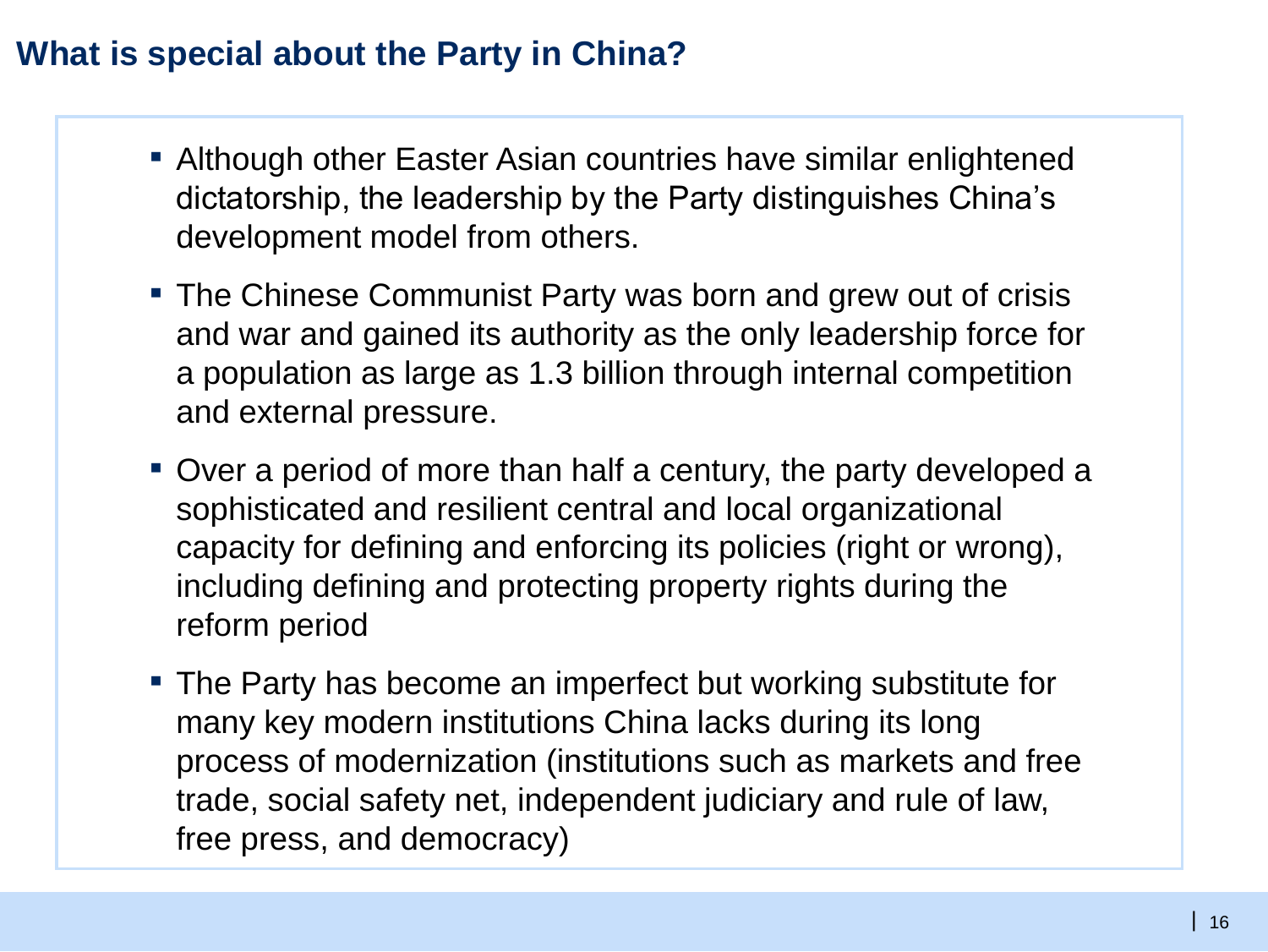## What is special about the Party in China?

- Although other Easter Asian countries have similar enlightened dictatorship, the leadership by the Party distinguishes China's development model from others.
- The Chinese Communist Party was born and grew out of crisis and war and gained its authority as the only leadership force for a population as large as 1.3 billion through internal competition and external pressure.
- Over a period of more than half a century, the party developed a sophisticated and resilient central and local organizational capacity for defining and enforcing its policies (right or wrong), including defining and protecting property rights during the reform period
- The Party has become an imperfect but working substitute for many key modern institutions China lacks during its long process of modernization (institutions such as markets and free trade, social safety net, independent judiciary and rule of law, free press, and democracy)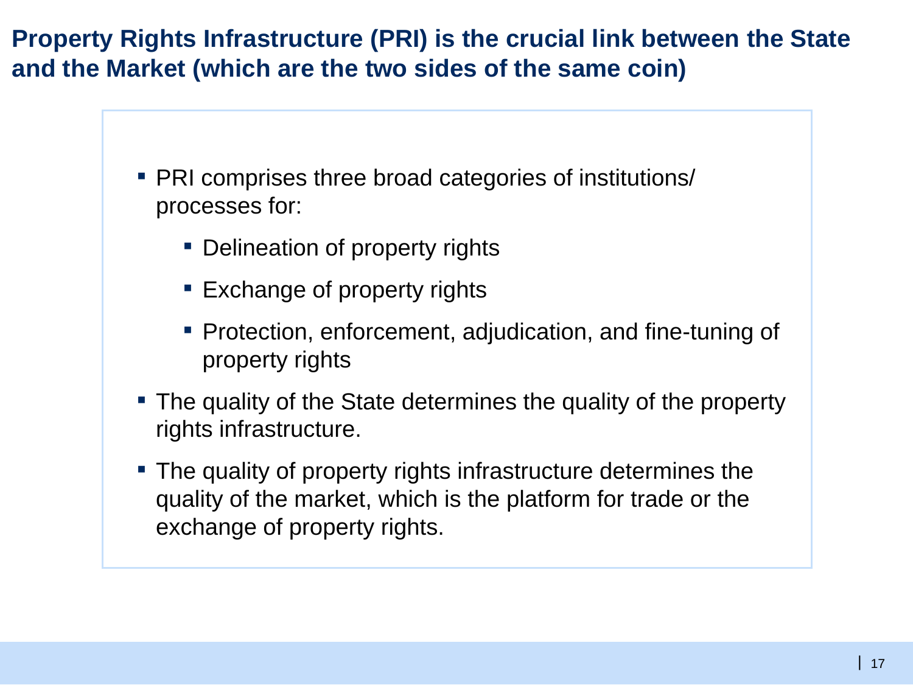# Property Rights Infrastructure (PRI) is the crucial link between the State and the Market (which are the two sides of the same coin)

- PRI comprises three broad categories of institutions/ processes for:
  - Delineation of property rights
  - Exchange of property rights
  - Protection, enforcement, adjudication, and fine-tuning of property rights
- The quality of the State determines the quality of the property rights infrastructure.
- The quality of property rights infrastructure determines the quality of the market, which is the platform for trade or the exchange of property rights.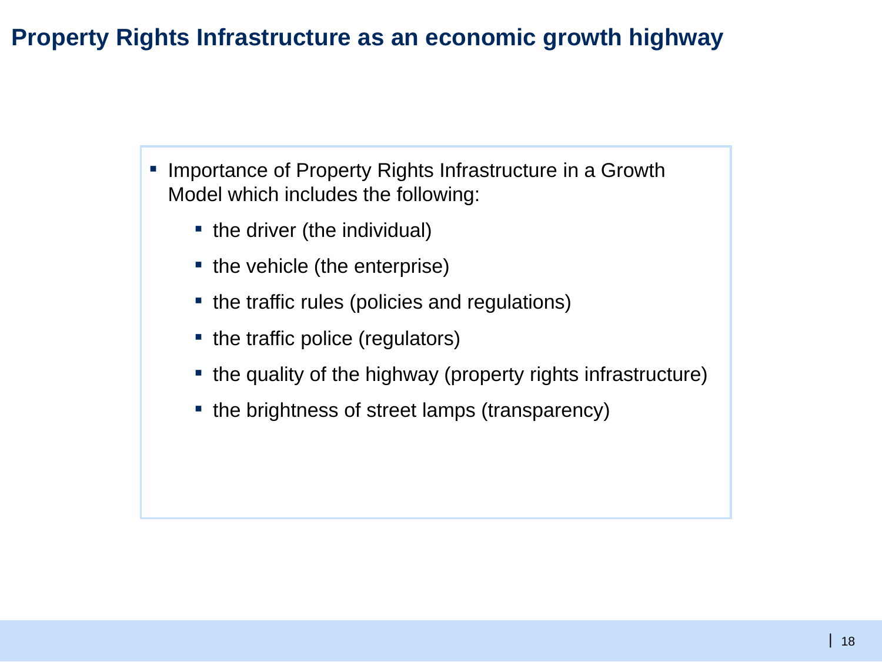# Property Rights Infrastructure as an economic growth highway

- Importance of Property Rights Infrastructure in a Growth Model which includes the following:
  - the driver (the individual)
  - the vehicle (the enterprise)
  - the traffic rules (policies and regulations)
  - the traffic police (regulators)
  - the quality of the highway (property rights infrastructure)
  - the brightness of street lamps (transparency)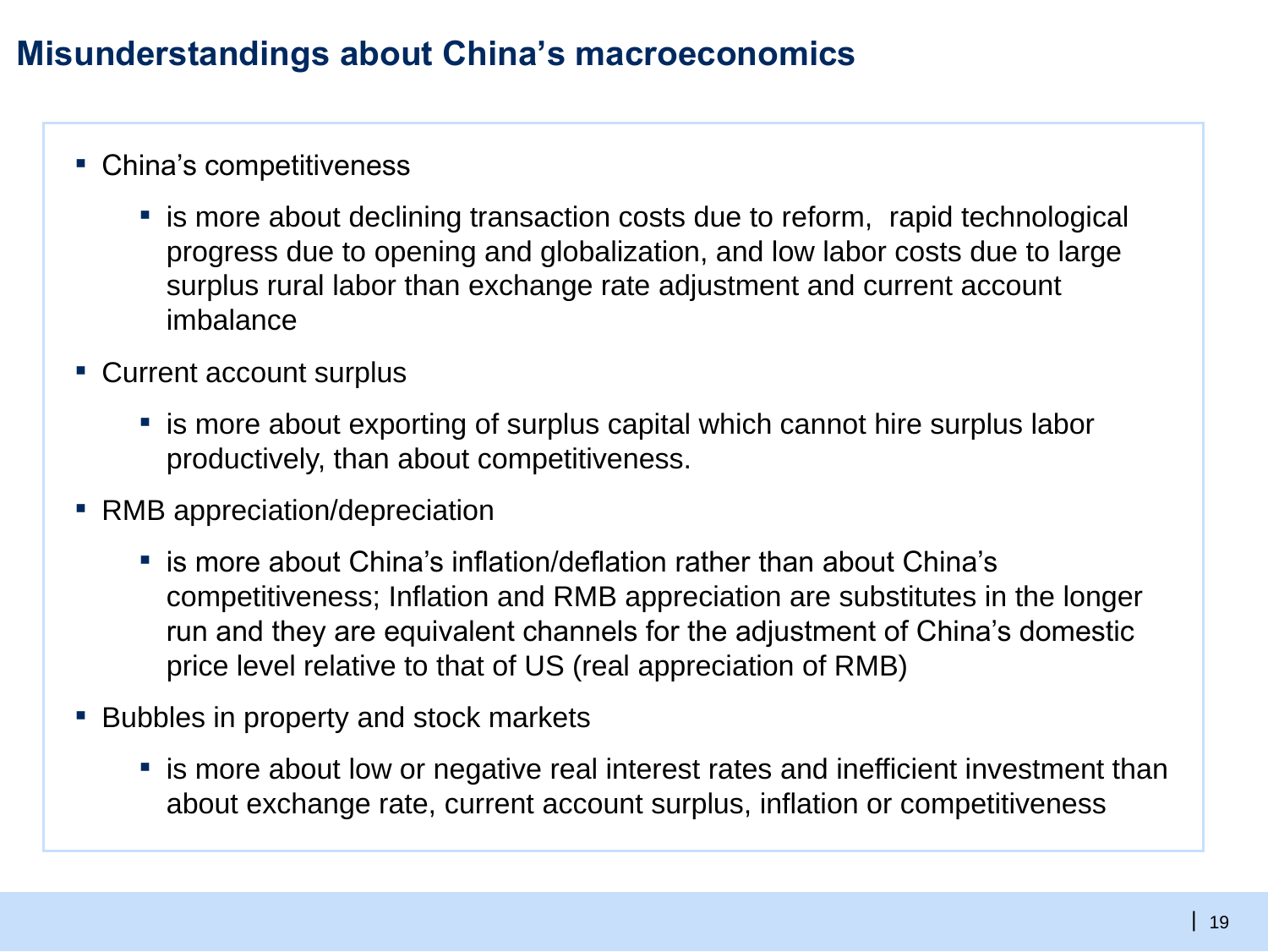# Misunderstandings about China's macroeconomics

- China's competitiveness
  - is more about declining transaction costs due to reform,  rapid technological progress due to opening and globalization, and low labor costs due to large surplus rural labor than exchange rate adjustment and current account imbalance
- Current account surplus
  - is more about exporting of surplus capital which cannot hire surplus labor productively, than about competitiveness.
- RMB appreciation/depreciation
  - is more about China's inflation/deflation rather than about China's competitiveness; Inflation and RMB appreciation are substitutes in the longer run and they are equivalent channels for the adjustment of China's domestic price level relative to that of US (real appreciation of RMB)
- Bubbles in property and stock markets
  - is more about low or negative real interest rates and inefficient investment than about exchange rate, current account surplus, inflation or competitiveness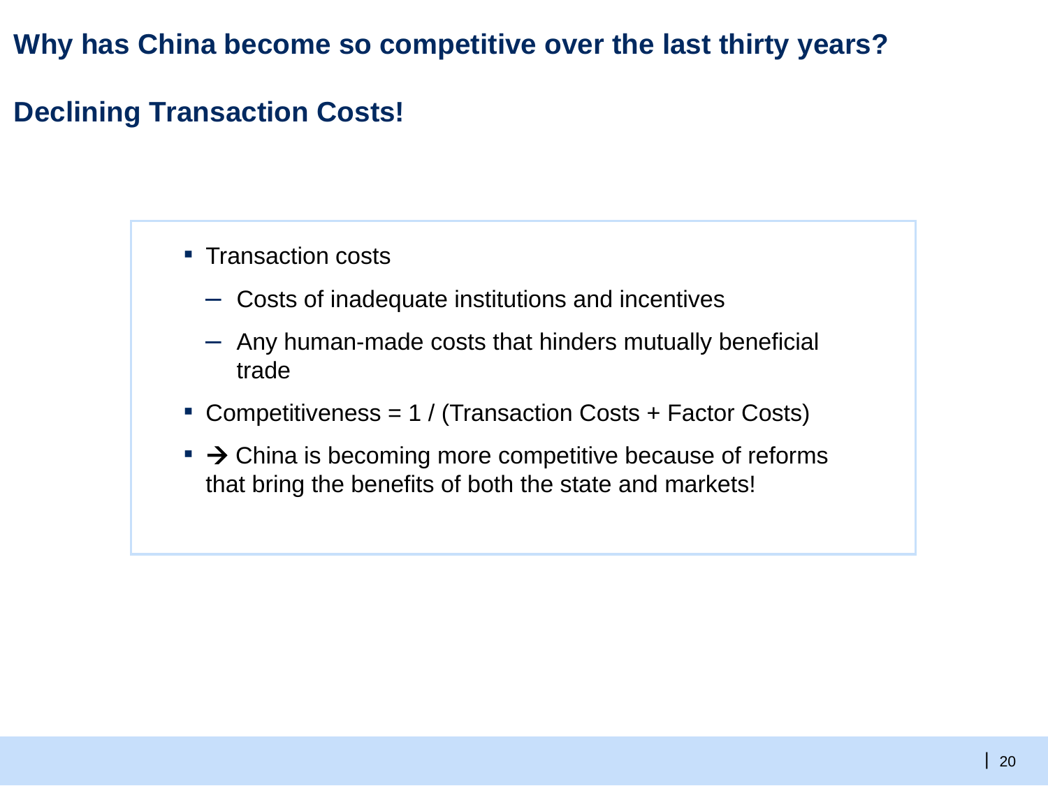## Why has China become so competitive over the last thirty years?

## Declining Transaction Costs!

- Transaction costs
  - Costs of inadequate institutions and incentives
  - Any human-made costs that hinders mutually beneficial trade
- Competitiveness = 1 / (Transaction Costs + Factor Costs)
- → China is becoming more competitive because of reforms that bring the benefits of both the state and markets!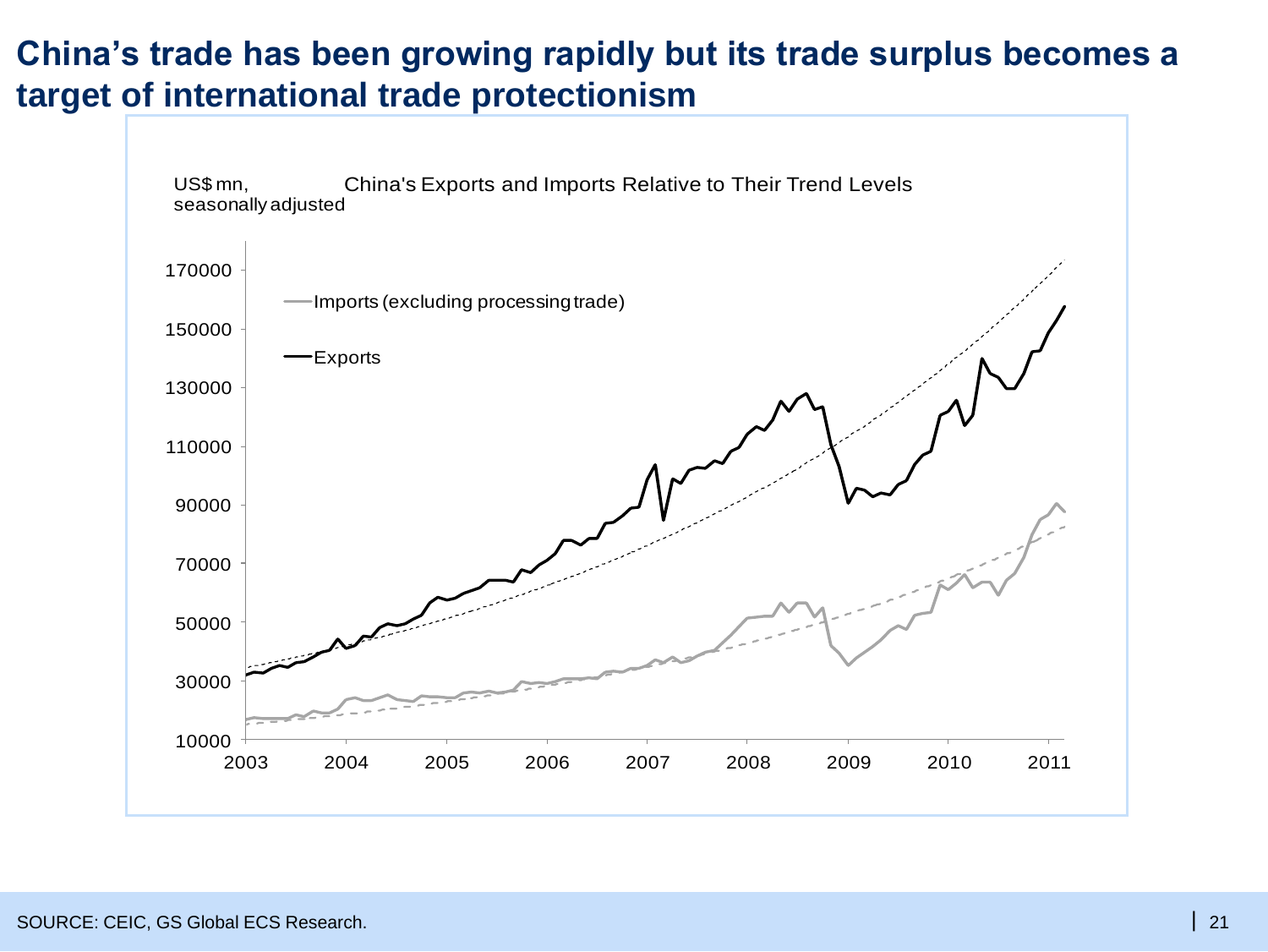# China's trade has been growing rapidly but its trade surplus becomes a target of international trade protectionism

US$ mn, seasonally adjusted

China's Exports and Imports Relative to Their Trend Levels

SOURCE: CEIC, GS Global ECS Research.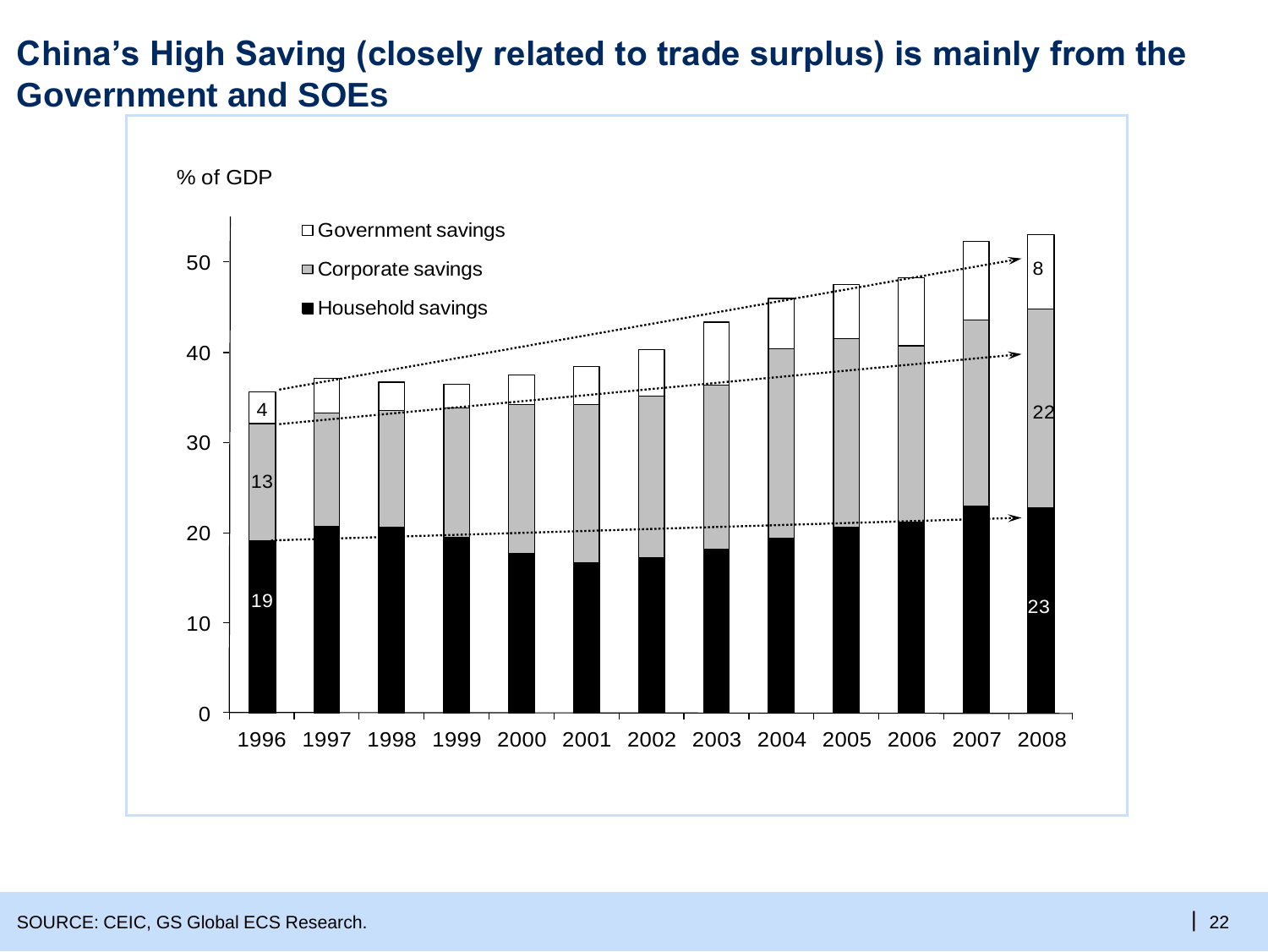# China's High Saving (closely related to trade surplus) is mainly from the Government and SOEs

% of GDP

- Government savings
- Corporate savings
- Household savings

| Year | Household savings | Corporate savings | Government savings |
| --- | --- | --- | --- |
| 1996 | 19 | 13 | 4 |
| 2008 | 23 | 22 | 8 |

SOURCE: CEIC, GS Global ECS Research.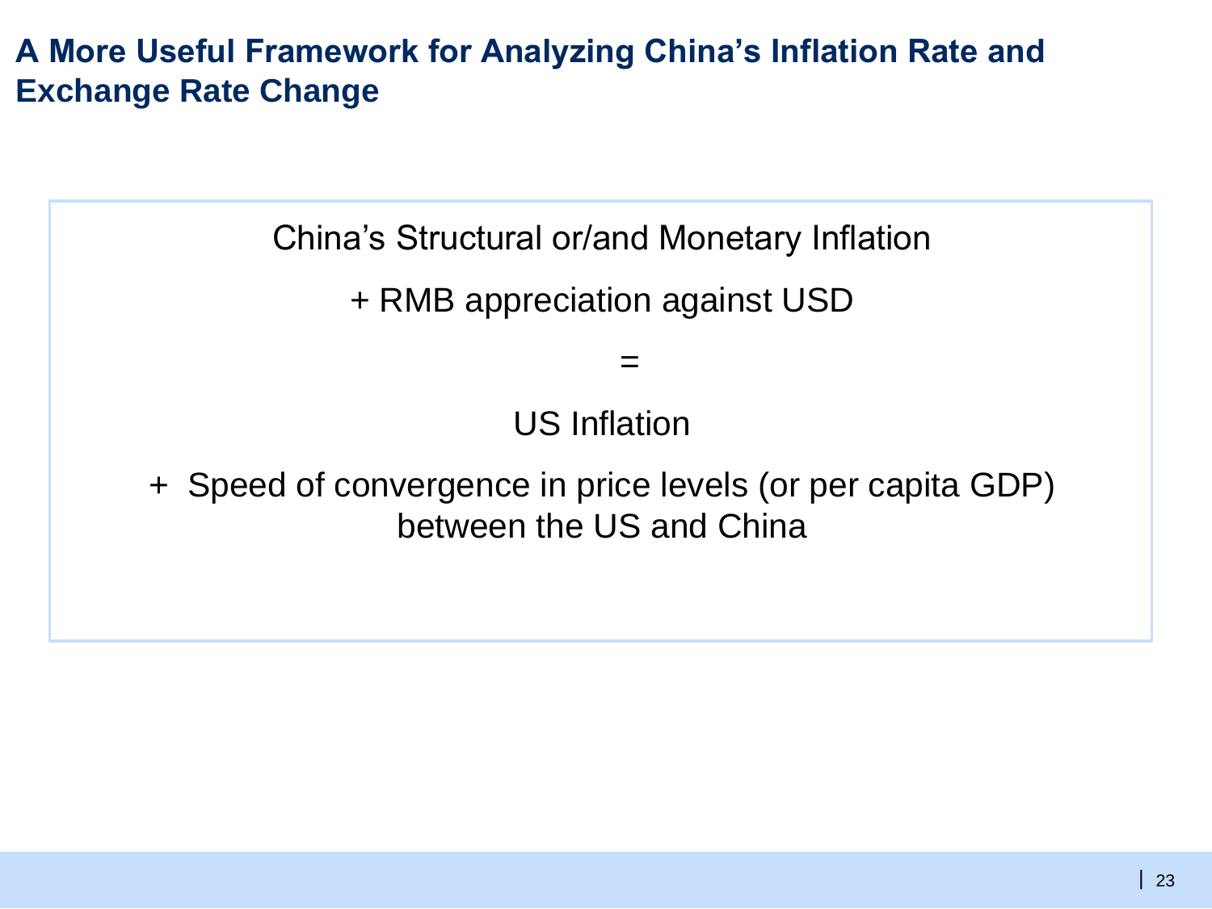# A More Useful Framework for Analyzing China's Inflation Rate and Exchange Rate Change

China's Structural or/and Monetary Inflation

\+ RMB appreciation against USD

=

US Inflation

\+ Speed of convergence in price levels (or per capita GDP) between the US and China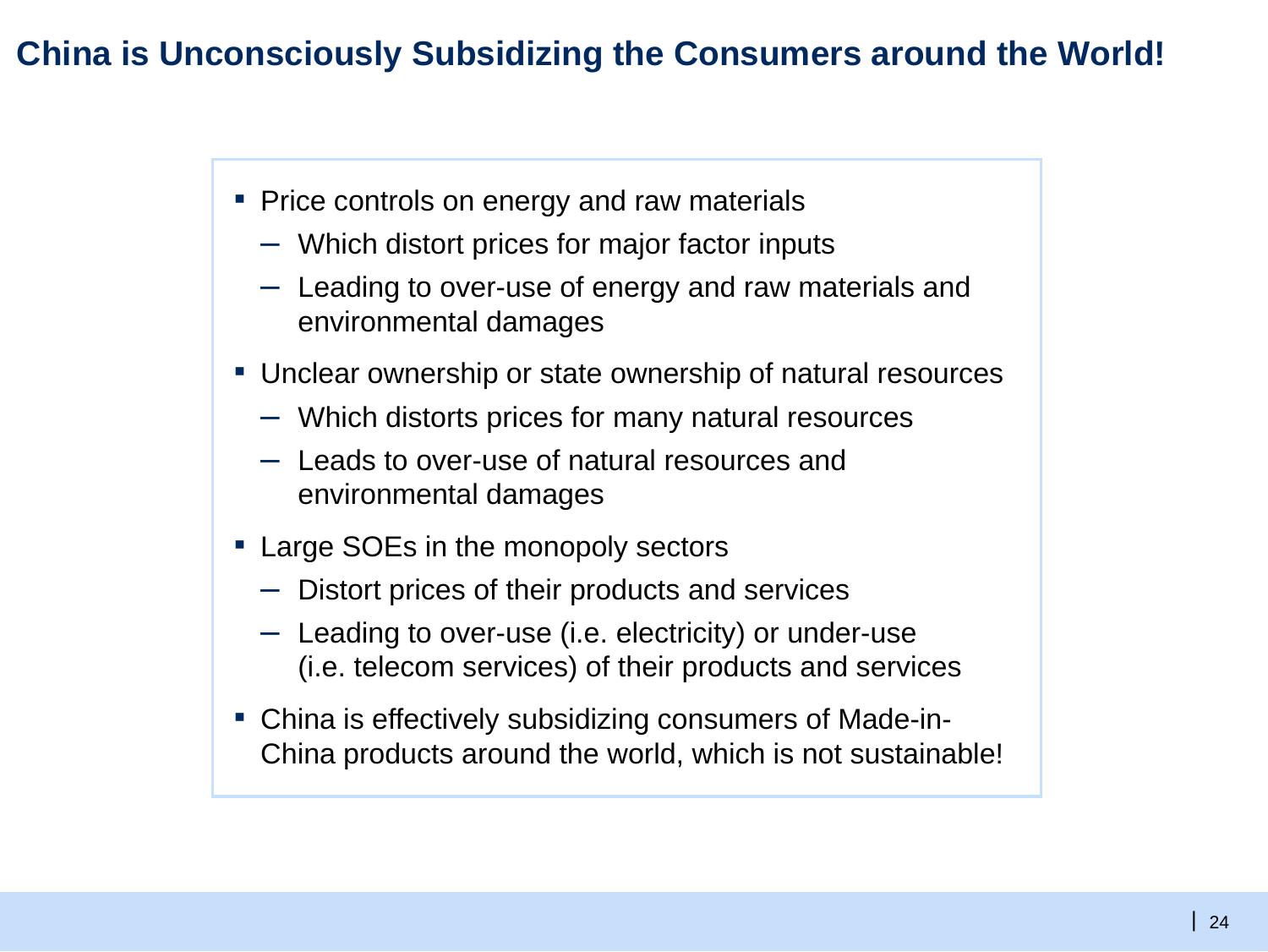# China is Unconsciously Subsidizing the Consumers around the World!

- Price controls on energy and raw materials
  - Which distort prices for major factor inputs
  - Leading to over-use of energy and raw materials and environmental damages
- Unclear ownership or state ownership of natural resources
  - Which distorts prices for many natural resources
  - Leads to over-use of natural resources and environmental damages
- Large SOEs in the monopoly sectors
  - Distort prices of their products and services
  - Leading to over-use (i.e. electricity) or under-use (i.e. telecom services) of their products and services
- China is effectively subsidizing consumers of Made-in-China products around the world, which is not sustainable!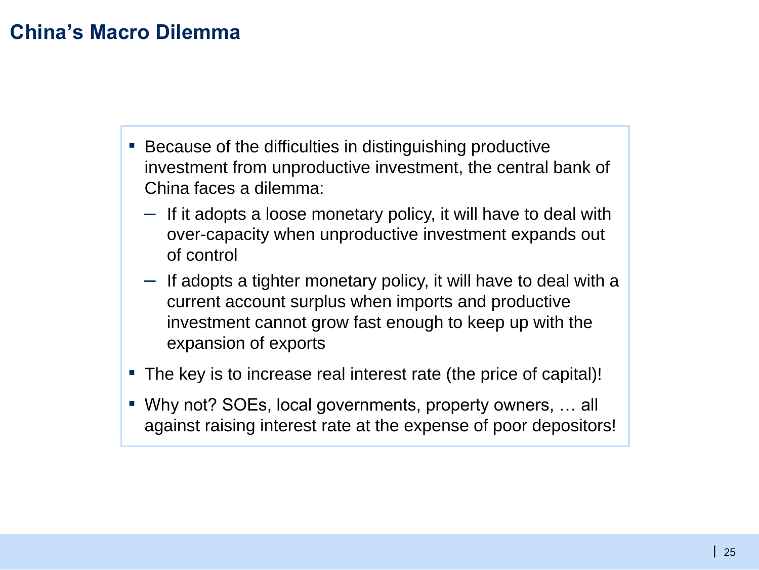# China's Macro Dilemma

- Because of the difficulties in distinguishing productive investment from unproductive investment, the central bank of China faces a dilemma:
  - If it adopts a loose monetary policy, it will have to deal with over-capacity when unproductive investment expands out of control
  - If adopts a tighter monetary policy, it will have to deal with a current account surplus when imports and productive investment cannot grow fast enough to keep up with the expansion of exports
- The key is to increase real interest rate (the price of capital)!
- Why not? SOEs, local governments, property owners, … all against raising interest rate at the expense of poor depositors!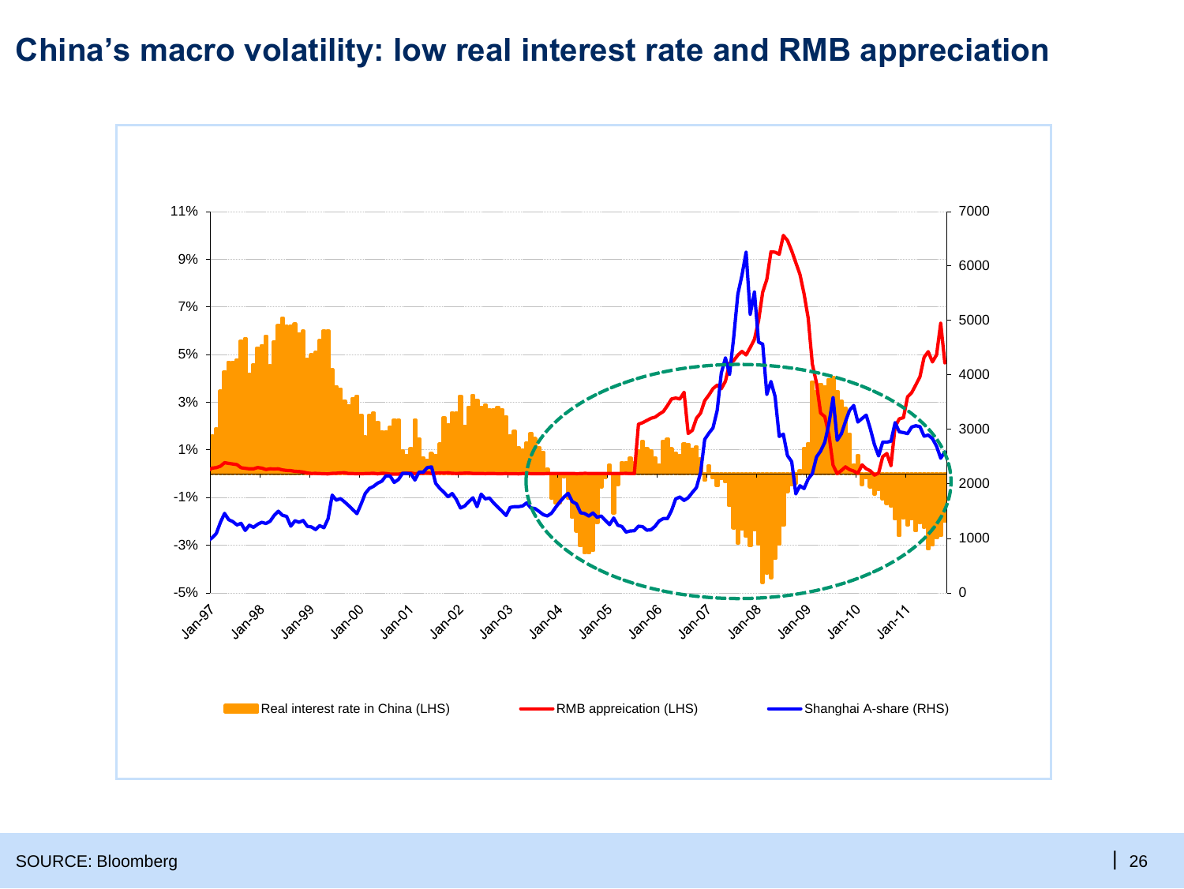# China's macro volatility: low real interest rate and RMB appreciation

11%
9%
7%
5%
3%
1%
-1%
-3%
-5%

7000
6000
5000
4000
3000
2000
1000
0

Jan-97 Jan-98 Jan-99 Jan-00 Jan-01 Jan-02 Jan-03 Jan-04 Jan-05 Jan-06 Jan-07 Jan-08 Jan-09 Jan-10 Jan-11

Real interest rate in China (LHS)  RMB appreication (LHS)  Shanghai A-share (RHS)

SOURCE: Bloomberg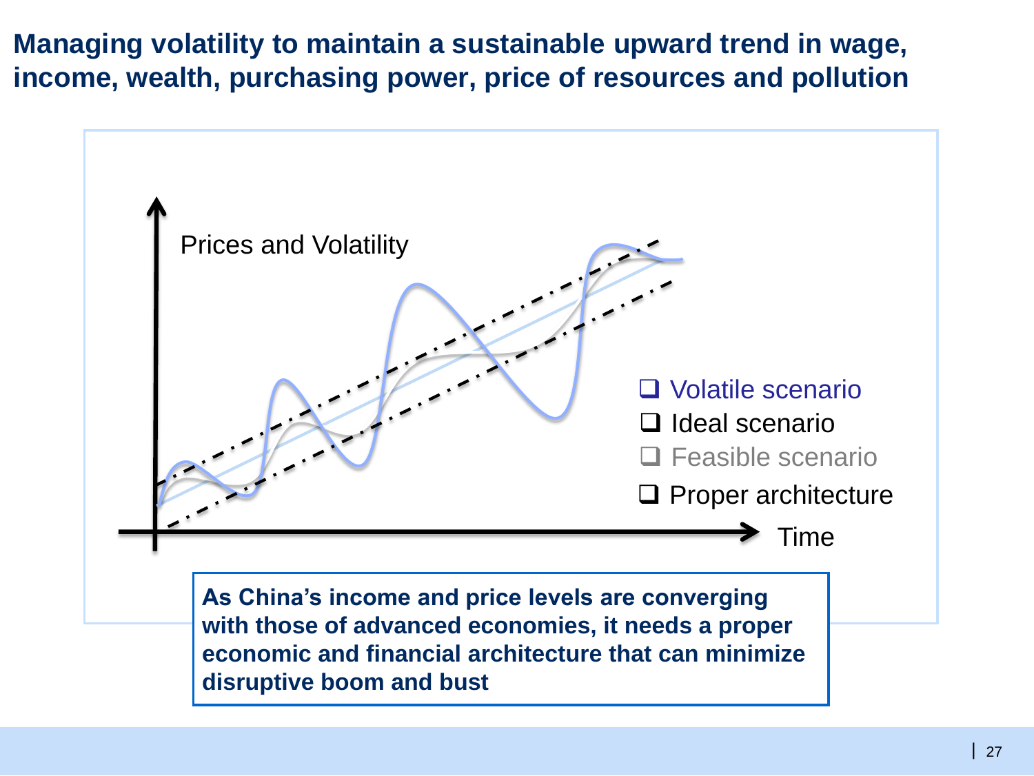## Managing volatility to maintain a sustainable upward trend in wage, income, wealth, purchasing power, price of resources and pollution

Prices and Volatility

- Volatile scenario
- Ideal scenario
- Feasible scenario
- Proper architecture

Time

**As China's income and price levels are converging with those of advanced economies, it needs a proper economic and financial architecture that can minimize disruptive boom and bust**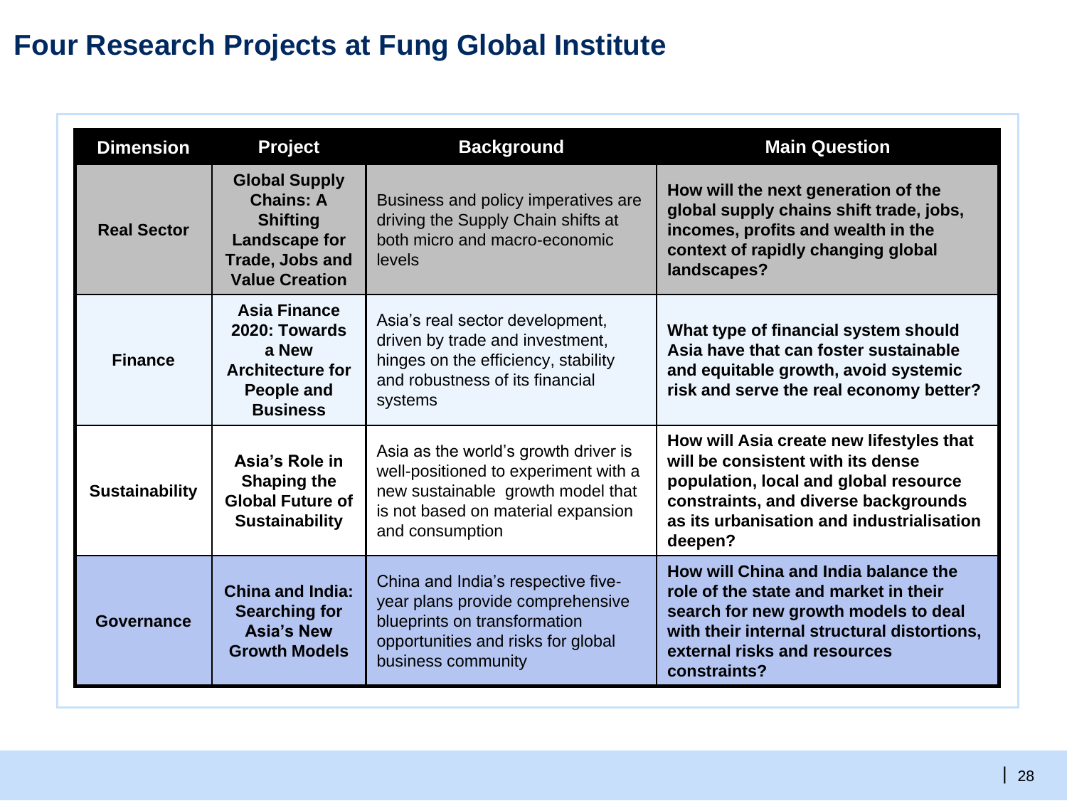# Four Research Projects at Fung Global Institute

| Dimension | Project | Background | Main Question |
|---|---|---|---|
| **Real Sector** | **Global Supply Chains: A Shifting Landscape for Trade, Jobs and Value Creation** | Business and policy imperatives are driving the Supply Chain shifts at both micro and macro-economic levels | **How will the next generation of the global supply chains shift trade, jobs, incomes, profits and wealth in the context of rapidly changing global landscapes?** |
| **Finance** | **Asia Finance 2020: Towards a New Architecture for People and Business** | Asia's real sector development, driven by trade and investment, hinges on the efficiency, stability and robustness of its financial systems | **What type of financial system should Asia have that can foster sustainable and equitable growth, avoid systemic risk and serve the real economy better?** |
| **Sustainability** | **Asia's Role in Shaping the Global Future of Sustainability** | Asia as the world's growth driver is well-positioned to experiment with a new sustainable growth model that is not based on material expansion and consumption | **How will Asia create new lifestyles that will be consistent with its dense population, local and global resource constraints, and diverse backgrounds as its urbanisation and industrialisation deepen?** |
| **Governance** | **China and India: Searching for Asia's New Growth Models** | China and India's respective five-year plans provide comprehensive blueprints on transformation opportunities and risks for global business community | **How will China and India balance the role of the state and market in their search for new growth models to deal with their internal structural distortions, external risks and resources constraints?** |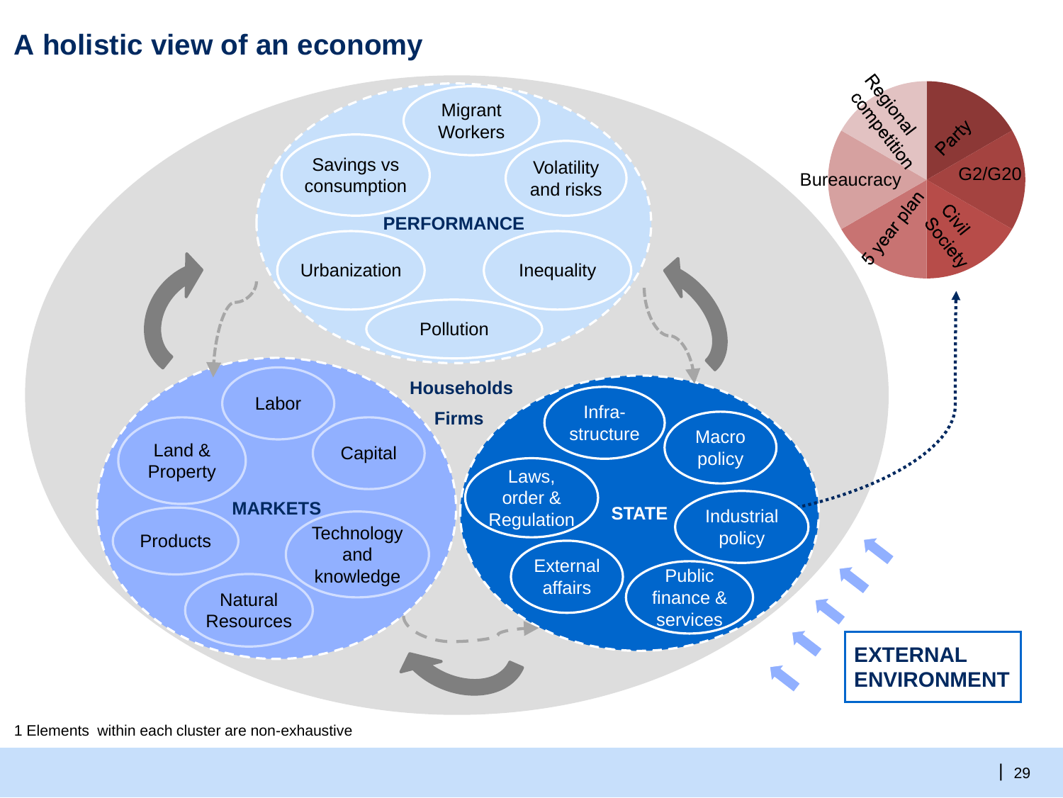# A holistic view of an economy

**PERFORMANCE**

- Migrant Workers
- Savings vs consumption
- Volatility and risks
- Urbanization
- Inequality
- Pollution

**Households**

**Firms**

**MARKETS**

- Labor
- Land & Property
- Capital
- Products
- Technology and knowledge
- Natural Resources

**STATE**

- Infra-structure
- Macro policy
- Laws, order & Regulation
- Industrial policy
- External affairs
- Public finance & services

Regional competition, Party, G2/G20, Bureaucracy, 5 year plan, Civil Society

**EXTERNAL ENVIRONMENT**

1 Elements within each cluster are non-exhaustive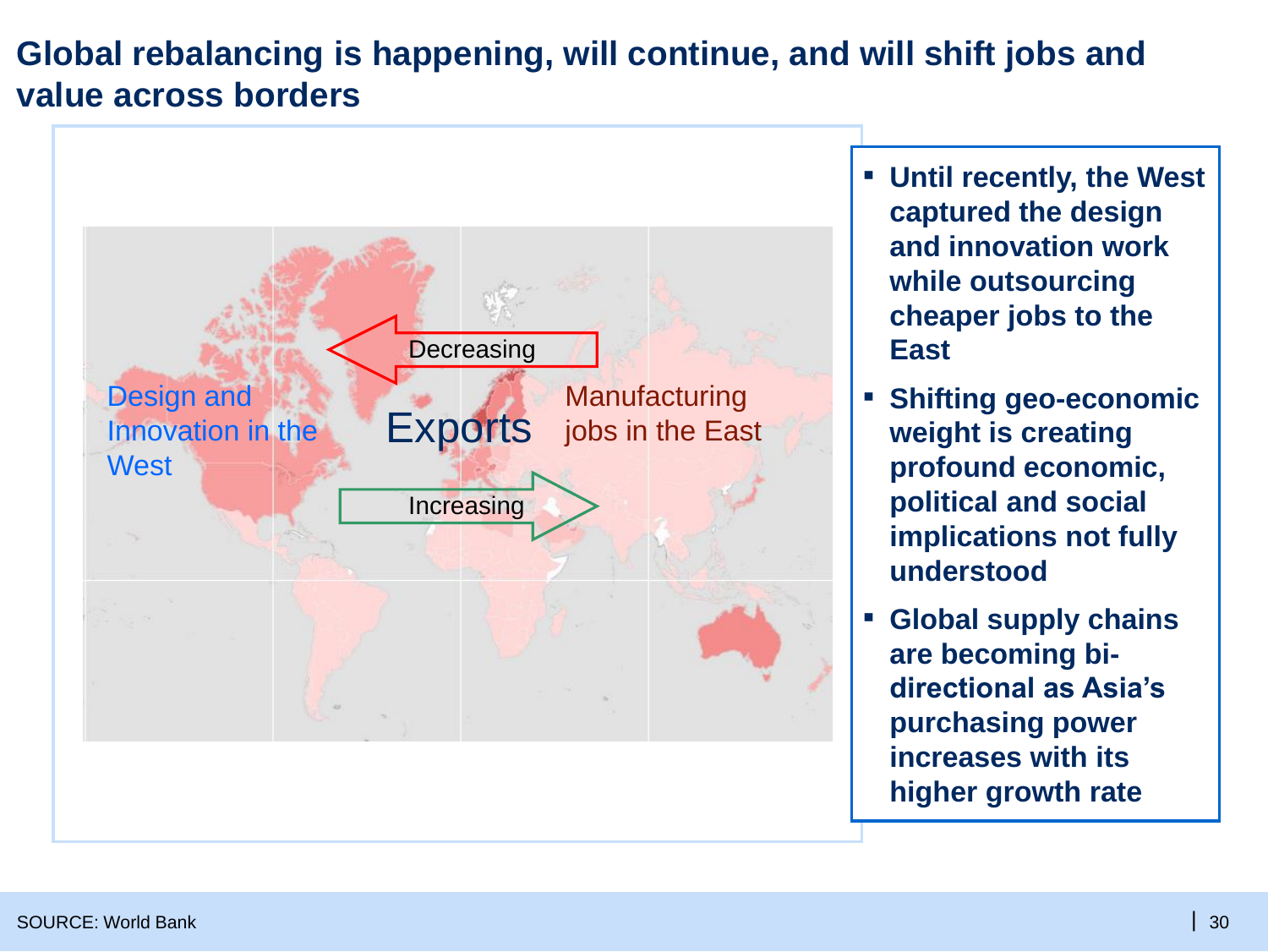# Global rebalancing is happening, will continue, and will shift jobs and value across borders

Design and Innovation in the West

Decreasing

Exports

Increasing

Manufacturing jobs in the East

- **Until recently, the West captured the design and innovation work while outsourcing cheaper jobs to the East**
- **Shifting geo-economic weight is creating profound economic, political and social implications not fully understood**
- **Global supply chains are becoming bi-directional as Asia's purchasing power increases with its higher growth rate**

SOURCE: World Bank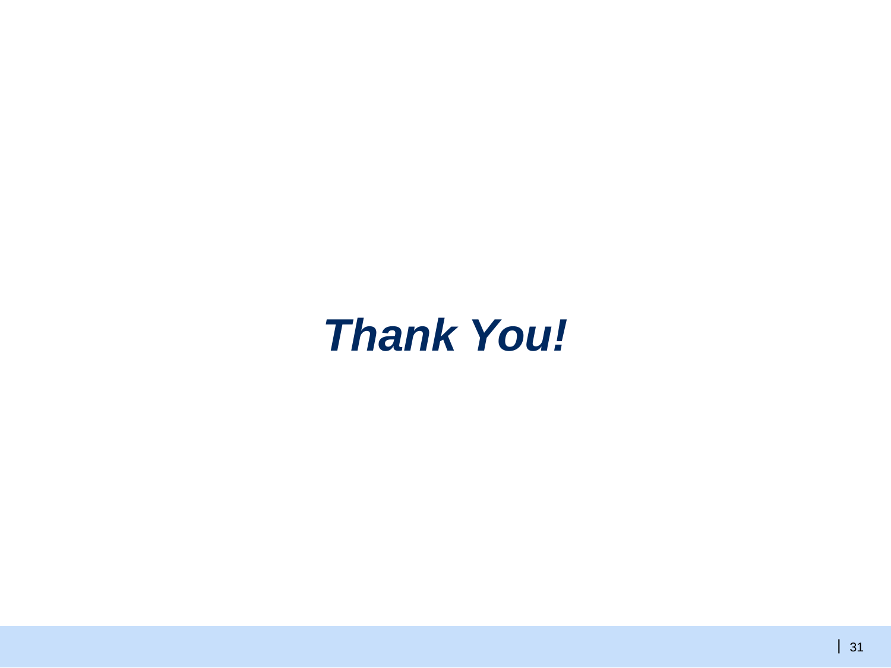***Thank You!***